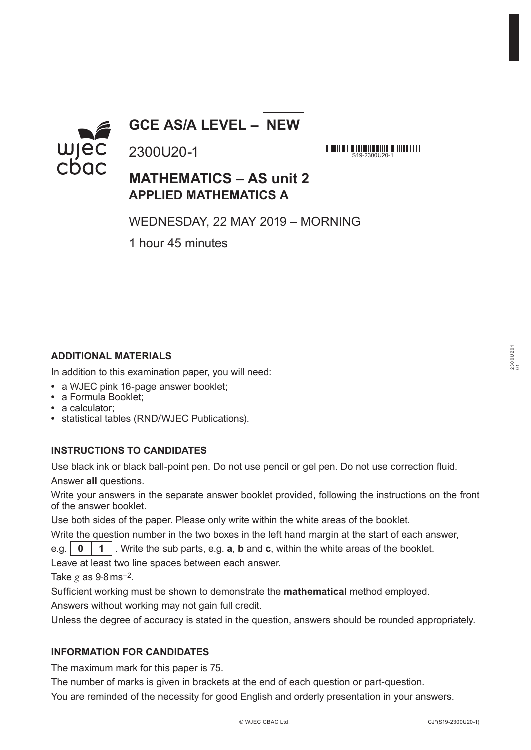# GCE AS/A LEVEL – NEW

2300U20-1

S19-2300U20-1

## MATHEMATICS – AS unit 2
## APPLIED MATHEMATICS A

WEDNESDAY, 22 MAY 2019 – MORNING

1 hour 45 minutes

### ADDITIONAL MATERIALS

In addition to this examination paper, you will need:

- a WJEC pink 16-page answer booklet;
- a Formula Booklet;
- a calculator;
- statistical tables (RND/WJEC Publications).

### INSTRUCTIONS TO CANDIDATES

Use black ink or black ball-point pen. Do not use pencil or gel pen. Do not use correction fluid.

Answer **all** questions.

Write your answers in the separate answer booklet provided, following the instructions on the front of the answer booklet.

Use both sides of the paper. Please only write within the white areas of the booklet.

Write the question number in the two boxes in the left hand margin at the start of each answer, e.g. | **0** | **1** |. Write the sub parts, e.g. **a**, **b** and **c**, within the white areas of the booklet.

Leave at least two line spaces between each answer.

Take $g$ as $9{\cdot}8\,\text{ms}^{-2}$.

Sufficient working must be shown to demonstrate the **mathematical** method employed.

Answers without working may not gain full credit.

Unless the degree of accuracy is stated in the question, answers should be rounded appropriately.

### INFORMATION FOR CANDIDATES

The maximum mark for this paper is 75.

The number of marks is given in brackets at the end of each question or part-question.

You are reminded of the necessity for good English and orderly presentation in your answers.

© WJEC CBAC Ltd. CJ*(S19-2300U20-1)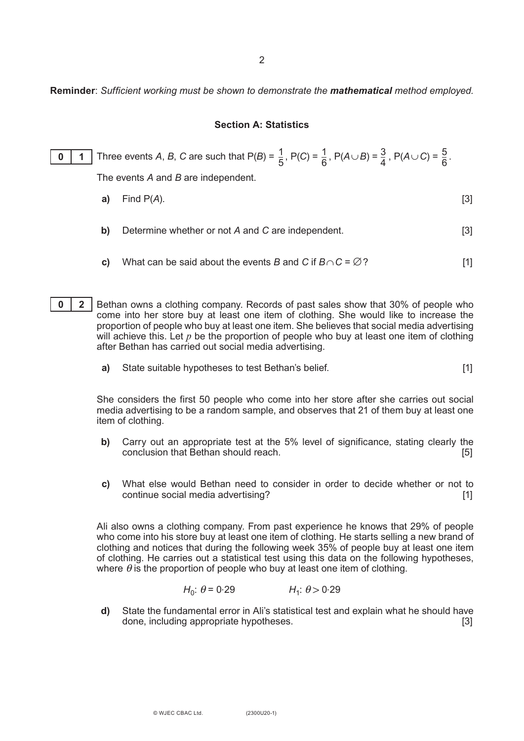**Reminder**: *Sufficient working must be shown to demonstrate the* ***mathematical*** *method employed.*

## Section A: Statistics

**0 1** Three events $A$, $B$, $C$ are such that $P(B) = \frac{1}{5}$, $P(C) = \frac{1}{6}$, $P(A \cup B) = \frac{3}{4}$, $P(A \cup C) = \frac{5}{6}$.

The events $A$ and $B$ are independent.

**a)** Find $P(A)$. [3]

**b)** Determine whether or not $A$ and $C$ are independent. [3]

**c)** What can be said about the events $B$ and $C$ if $B \cap C = \varnothing$? [1]

**0 2** Bethan owns a clothing company. Records of past sales show that 30% of people who come into her store buy at least one item of clothing. She would like to increase the proportion of people who buy at least one item. She believes that social media advertising will achieve this. Let $p$ be the proportion of people who buy at least one item of clothing after Bethan has carried out social media advertising.

**a)** State suitable hypotheses to test Bethan's belief. [1]

She considers the first 50 people who come into her store after she carries out social media advertising to be a random sample, and observes that 21 of them buy at least one item of clothing.

**b)** Carry out an appropriate test at the 5% level of significance, stating clearly the conclusion that Bethan should reach. [5]

**c)** What else would Bethan need to consider in order to decide whether or not to continue social media advertising? [1]

Ali also owns a clothing company. From past experience he knows that 29% of people who come into his store buy at least one item of clothing. He starts selling a new brand of clothing and notices that during the following week 35% of people buy at least one item of clothing. He carries out a statistical test using this data on the following hypotheses, where $\theta$ is the proportion of people who buy at least one item of clothing.

$$H_0: \theta = 0{\cdot}29 \qquad H_1: \theta > 0{\cdot}29$$

**d)** State the fundamental error in Ali's statistical test and explain what he should have done, including appropriate hypotheses. [3]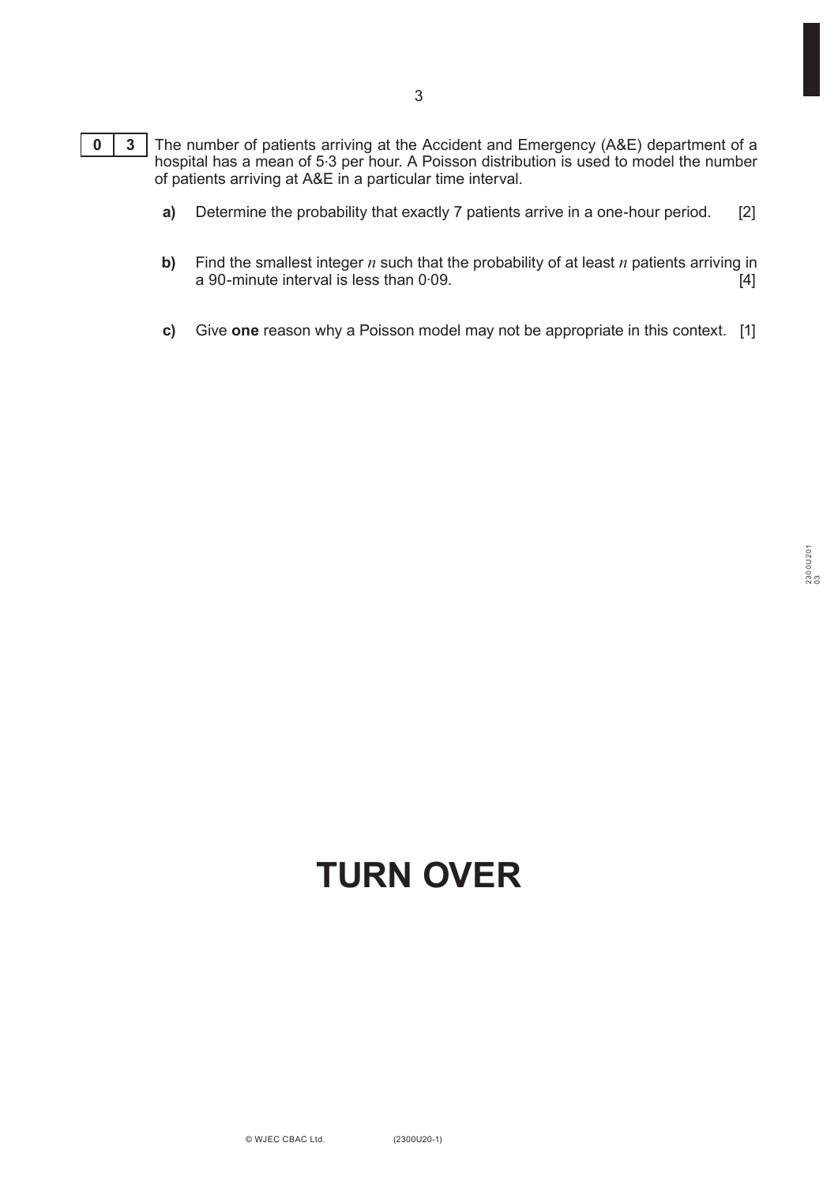**0 3** The number of patients arriving at the Accident and Emergency (A&E) department of a hospital has a mean of 5·3 per hour. A Poisson distribution is used to model the number of patients arriving at A&E in a particular time interval.

**a)** Determine the probability that exactly 7 patients arrive in a one-hour period. [2]

**b)** Find the smallest integer $n$ such that the probability of at least $n$ patients arriving in a 90-minute interval is less than 0·09. [4]

**c)** Give **one** reason why a Poisson model may not be appropriate in this context. [1]

# TURN OVER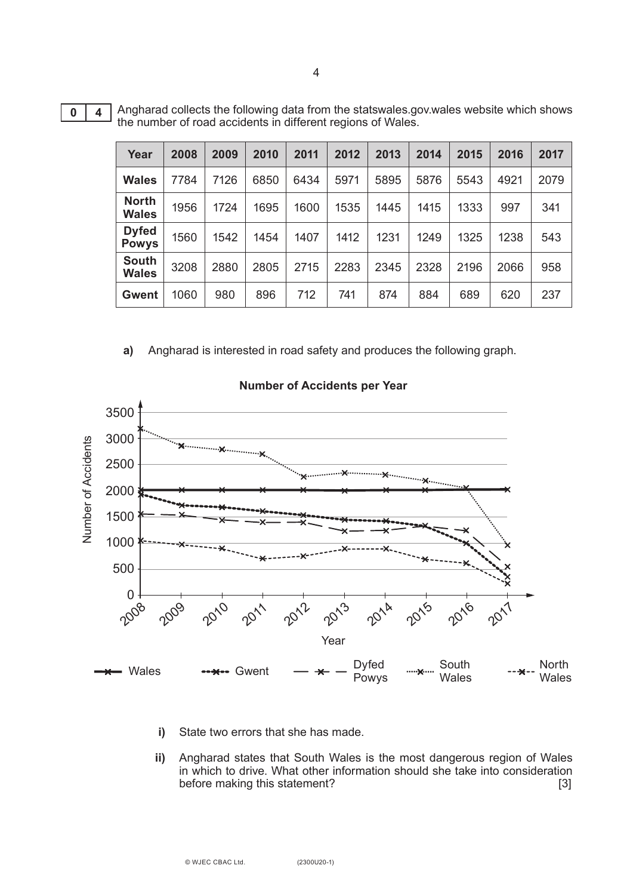**0 4** Angharad collects the following data from the statswales.gov.wales website which shows the number of road accidents in different regions of Wales.

| Year | 2008 | 2009 | 2010 | 2011 | 2012 | 2013 | 2014 | 2015 | 2016 | 2017 |
|---|---|---|---|---|---|---|---|---|---|---|
| **Wales** | 7784 | 7126 | 6850 | 6434 | 5971 | 5895 | 5876 | 5543 | 4921 | 2079 |
| **North Wales** | 1956 | 1724 | 1695 | 1600 | 1535 | 1445 | 1415 | 1333 | 997 | 341 |
| **Dyfed Powys** | 1560 | 1542 | 1454 | 1407 | 1412 | 1231 | 1249 | 1325 | 1238 | 543 |
| **South Wales** | 3208 | 2880 | 2805 | 2715 | 2283 | 2345 | 2328 | 2196 | 2066 | 958 |
| **Gwent** | 1060 | 980 | 896 | 712 | 741 | 874 | 884 | 689 | 620 | 237 |

**a)** Angharad is interested in road safety and produces the following graph.

**Number of Accidents per Year**

Number of Accidents (0–3500) against Year (2008–2017). Legend: Wales, Gwent, Dyfed Powys, South Wales, North Wales

**i)** State two errors that she has made.

**ii)** Angharad states that South Wales is the most dangerous region of Wales in which to drive. What other information should she take into consideration before making this statement? [3]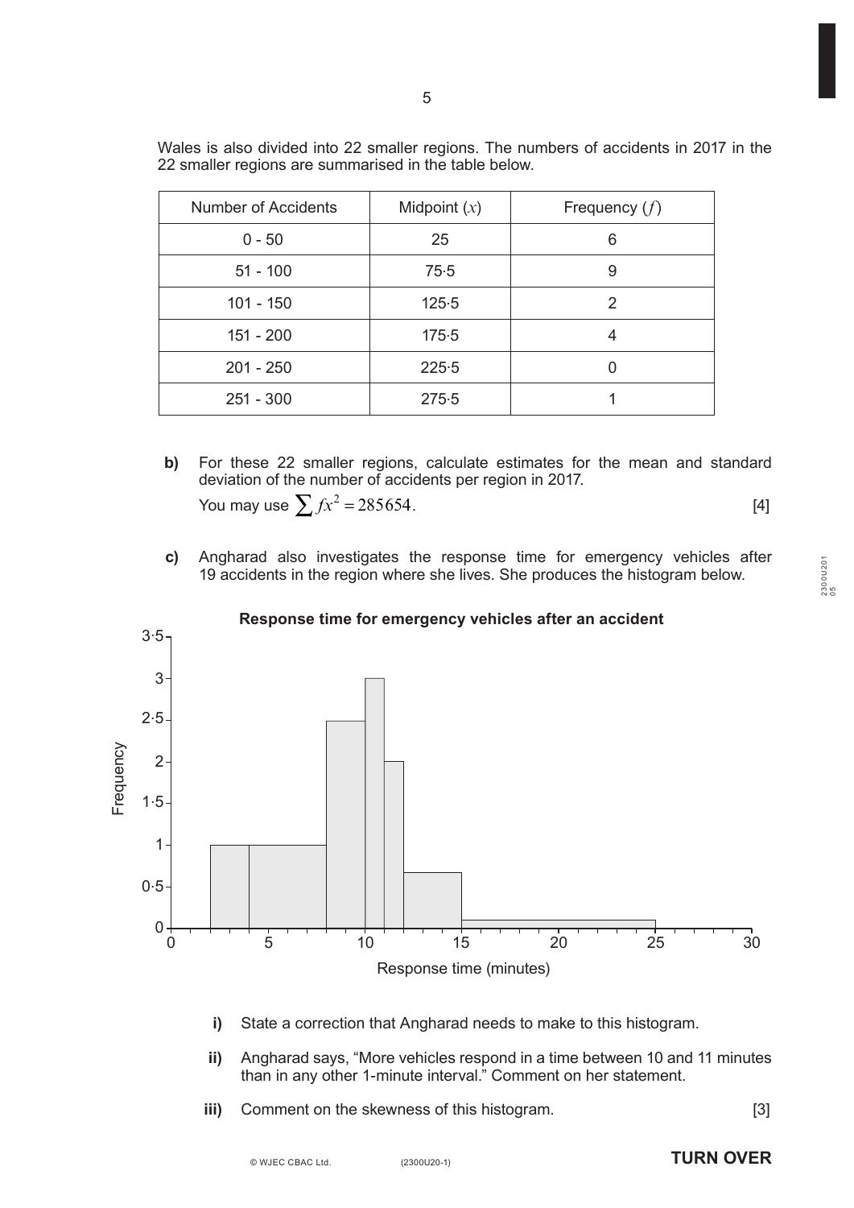Wales is also divided into 22 smaller regions. The numbers of accidents in 2017 in the 22 smaller regions are summarised in the table below.

| Number of Accidents | Midpoint ($x$) | Frequency ($f$) |
|---|---|---|
| 0 - 50 | 25 | 6 |
| 51 - 100 | 75·5 | 9 |
| 101 - 150 | 125·5 | 2 |
| 151 - 200 | 175·5 | 4 |
| 201 - 250 | 225·5 | 0 |
| 251 - 300 | 275·5 | 1 |

**b)** For these 22 smaller regions, calculate estimates for the mean and standard deviation of the number of accidents per region in 2017.
You may use $\sum fx^2 = 285654$. [4]

**c)** Angharad also investigates the response time for emergency vehicles after 19 accidents in the region where she lives. She produces the histogram below.

**Response time for emergency vehicles after an accident**

(Histogram: vertical axis "Frequency" from 0 to 3·5; horizontal axis "Response time (minutes)" from 0 to 30. Bars: 2–4 height 1; 4–8 height 1; 8–10 height 2·5; 10–11 height 3; 11–12 height 2; 12–15 height approximately 0·67; 15–25 height approximately 0·1.)

**i)** State a correction that Angharad needs to make to this histogram.

**ii)** Angharad says, "More vehicles respond in a time between 10 and 11 minutes than in any other 1-minute interval." Comment on her statement.

**iii)** Comment on the skewness of this histogram. [3]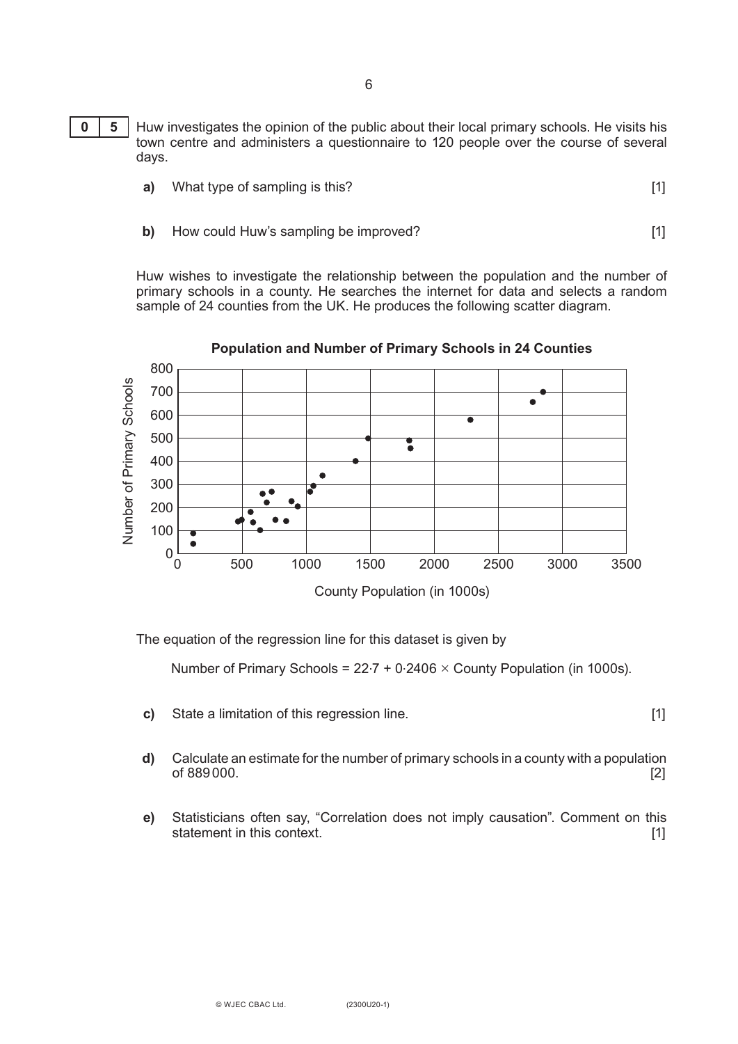**0 5** Huw investigates the opinion of the public about their local primary schools. He visits his town centre and administers a questionnaire to 120 people over the course of several days.

**a)** What type of sampling is this? [1]

**b)** How could Huw's sampling be improved? [1]

Huw wishes to investigate the relationship between the population and the number of primary schools in a county. He searches the internet for data and selects a random sample of 24 counties from the UK. He produces the following scatter diagram.

**Population and Number of Primary Schools in 24 Counties**

The equation of the regression line for this dataset is given by

Number of Primary Schools = 22·7 + 0·2406 × County Population (in 1000s).

**c)** State a limitation of this regression line. [1]

**d)** Calculate an estimate for the number of primary schools in a county with a population of 889 000. [2]

**e)** Statisticians often say, "Correlation does not imply causation". Comment on this statement in this context. [1]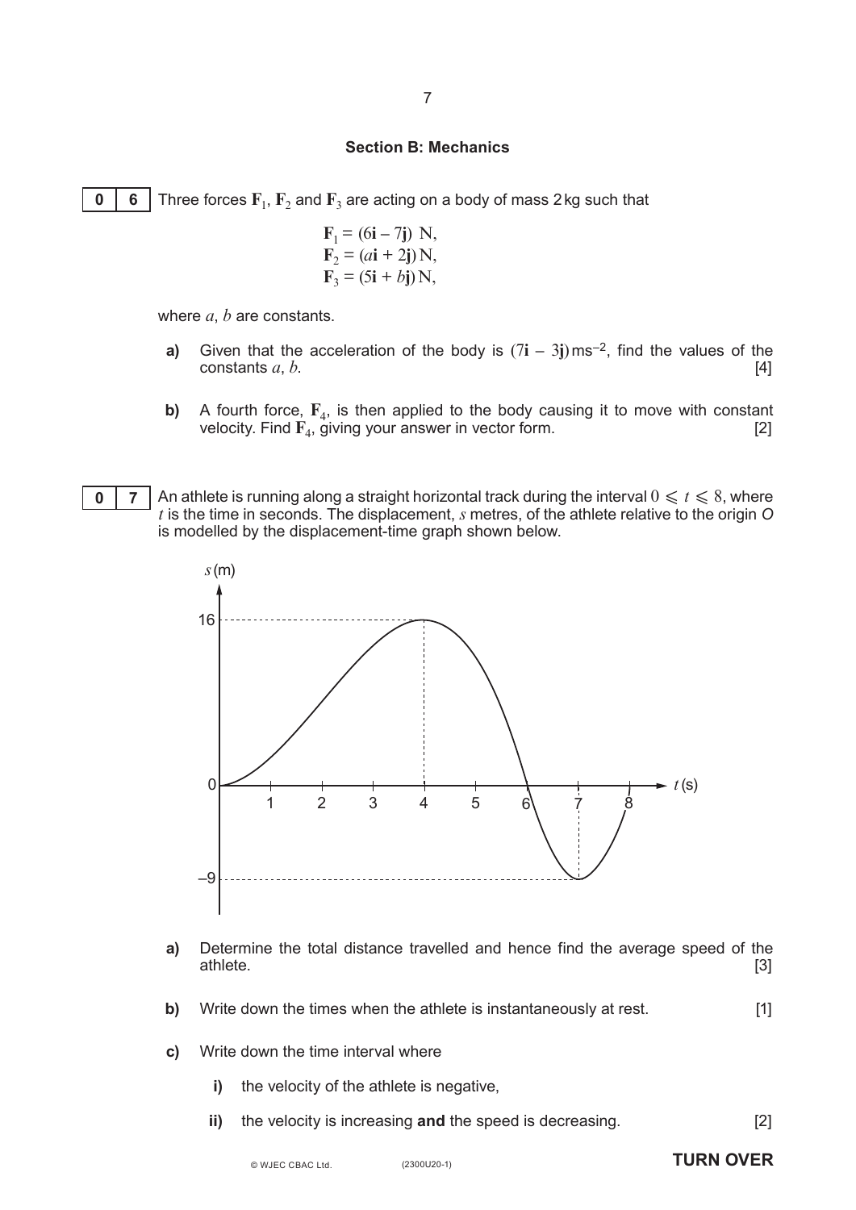## Section B: Mechanics

**0 6** Three forces $\mathbf{F}_1$, $\mathbf{F}_2$ and $\mathbf{F}_3$ are acting on a body of mass 2 kg such that

$$\mathbf{F}_1 = (6\mathbf{i} - 7\mathbf{j})\ \text{N},$$
$$\mathbf{F}_2 = (a\mathbf{i} + 2\mathbf{j})\ \text{N},$$
$$\mathbf{F}_3 = (5\mathbf{i} + b\mathbf{j})\ \text{N},$$

where $a$, $b$ are constants.

**a)** Given that the acceleration of the body is $(7\mathbf{i} - 3\mathbf{j})\,\text{ms}^{-2}$, find the values of the constants $a$, $b$. [4]

**b)** A fourth force, $\mathbf{F}_4$, is then applied to the body causing it to move with constant velocity. Find $\mathbf{F}_4$, giving your answer in vector form. [2]

**0 7** An athlete is running along a straight horizontal track during the interval $0 \leqslant t \leqslant 8$, where $t$ is the time in seconds. The displacement, $s$ metres, of the athlete relative to the origin $O$ is modelled by the displacement-time graph shown below.

**a)** Determine the total distance travelled and hence find the average speed of the athlete. [3]

**b)** Write down the times when the athlete is instantaneously at rest. [1]

**c)** Write down the time interval where

**i)** the velocity of the athlete is negative,

**ii)** the velocity is increasing **and** the speed is decreasing. [2]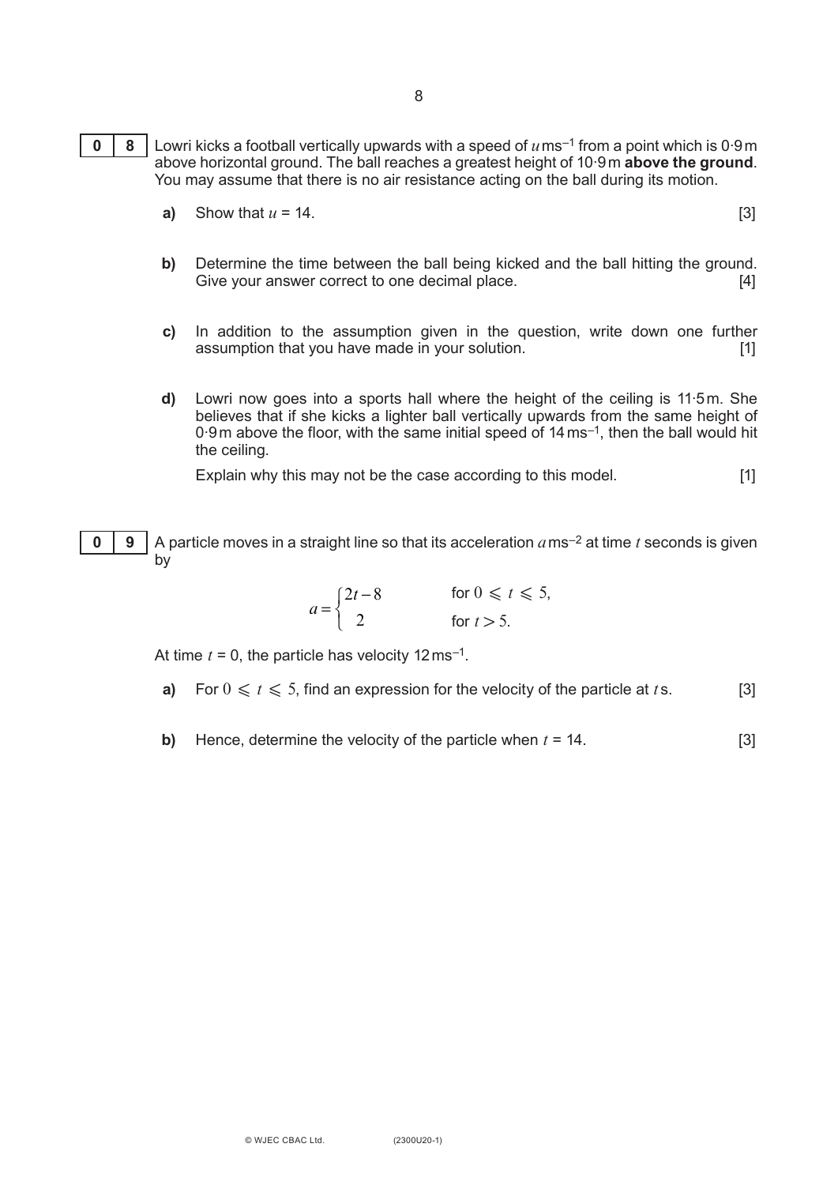**0 8** Lowri kicks a football vertically upwards with a speed of $u$ ms$^{-1}$ from a point which is 0·9 m above horizontal ground. The ball reaches a greatest height of 10·9 m **above the ground**. You may assume that there is no air resistance acting on the ball during its motion.

**a)** Show that $u = 14$. [3]

**b)** Determine the time between the ball being kicked and the ball hitting the ground. Give your answer correct to one decimal place. [4]

**c)** In addition to the assumption given in the question, write down one further assumption that you have made in your solution. [1]

**d)** Lowri now goes into a sports hall where the height of the ceiling is 11·5 m. She believes that if she kicks a lighter ball vertically upwards from the same height of 0·9 m above the floor, with the same initial speed of 14 ms$^{-1}$, then the ball would hit the ceiling.

Explain why this may not be the case according to this model. [1]

**0 9** A particle moves in a straight line so that its acceleration $a$ ms$^{-2}$ at time $t$ seconds is given by

$$a = \begin{cases} 2t - 8 & \text{for } 0 \leqslant t \leqslant 5, \\ 2 & \text{for } t > 5. \end{cases}$$

At time $t = 0$, the particle has velocity 12 ms$^{-1}$.

**a)** For $0 \leqslant t \leqslant 5$, find an expression for the velocity of the particle at $t$ s. [3]

**b)** Hence, determine the velocity of the particle when $t = 14$. [3]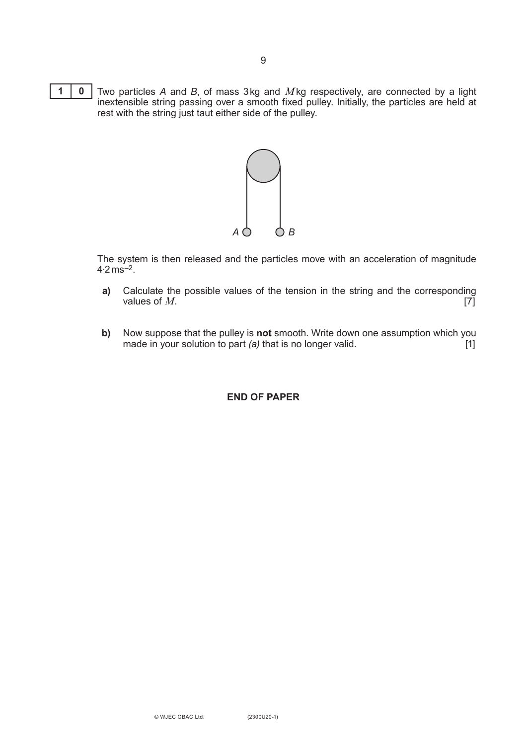**1 0** Two particles *A* and *B*, of mass 3 kg and $M$ kg respectively, are connected by a light inextensible string passing over a smooth fixed pulley. Initially, the particles are held at rest with the string just taut either side of the pulley.

The system is then released and the particles move with an acceleration of magnitude $4 \cdot 2 \text{ ms}^{-2}$.

**a)** Calculate the possible values of the tension in the string and the corresponding values of $M$. [7]

**b)** Now suppose that the pulley is **not** smooth. Write down one assumption which you made in your solution to part *(a)* that is no longer valid. [1]

**END OF PAPER**